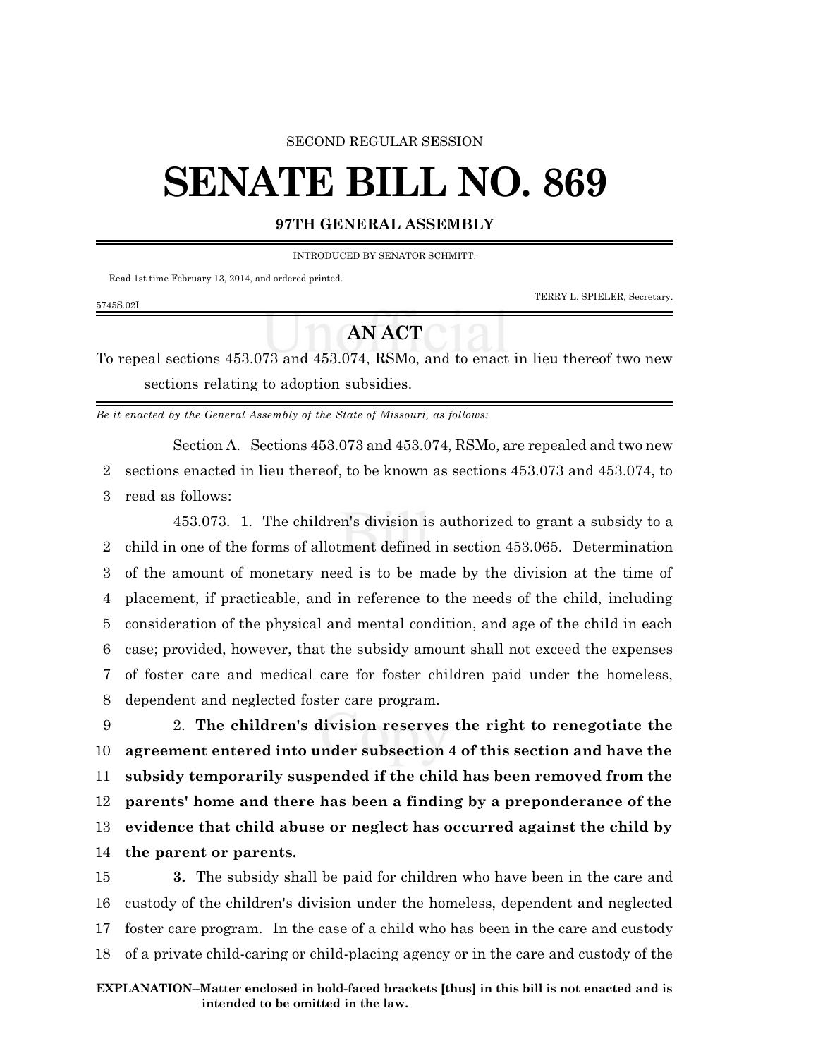SECOND REGULAR SESSION

# SENATE BILL NO. 869

## 97TH GENERAL ASSEMBLY

INTRODUCED BY SENATOR SCHMITT.

Read 1st time February 13, 2014, and ordered printed.

TERRY L. SPIELER, Secretary.

5745S.02I

## AN ACT

To repeal sections 453.073 and 453.074, RSMo, and to enact in lieu thereof two new sections relating to adoption subsidies.

*Be it enacted by the General Assembly of the State of Missouri, as follows:*

Section A. Sections 453.073 and 453.074, RSMo, are repealed and two new sections enacted in lieu thereof, to be known as sections 453.073 and 453.074, to read as follows:

453.073. 1. The children's division is authorized to grant a subsidy to a child in one of the forms of allotment defined in section 453.065. Determination of the amount of monetary need is to be made by the division at the time of placement, if practicable, and in reference to the needs of the child, including consideration of the physical and mental condition, and age of the child in each case; provided, however, that the subsidy amount shall not exceed the expenses of foster care and medical care for foster children paid under the homeless, dependent and neglected foster care program.

2. **The children's division reserves the right to renegotiate the agreement entered into under subsection 4 of this section and have the subsidy temporarily suspended if the child has been removed from the parents' home and there has been a finding by a preponderance of the evidence that child abuse or neglect has occurred against the child by the parent or parents.**

**3.** The subsidy shall be paid for children who have been in the care and custody of the children's division under the homeless, dependent and neglected foster care program. In the case of a child who has been in the care and custody of a private child-caring or child-placing agency or in the care and custody of the

**EXPLANATION–Matter enclosed in bold-faced brackets [thus] in this bill is not enacted and is intended to be omitted in the law.**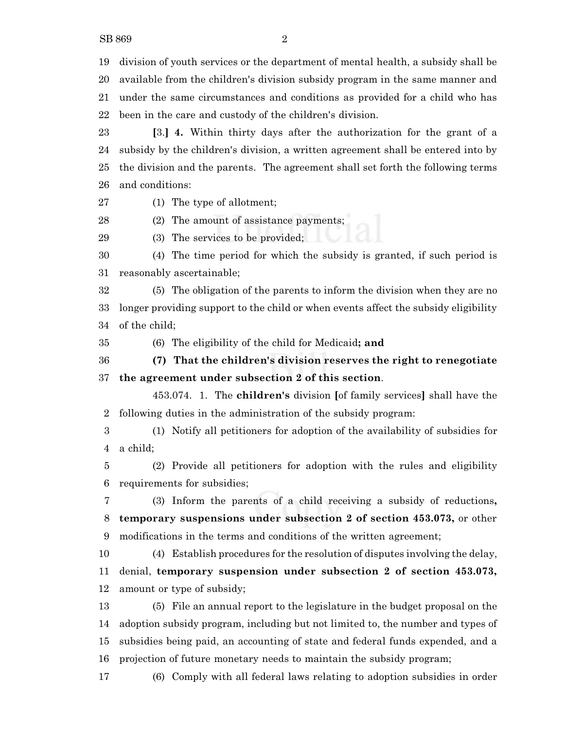division of youth services or the department of mental health, a subsidy shall be available from the children's division subsidy program in the same manner and under the same circumstances and conditions as provided for a child who has been in the care and custody of the children's division.

[3.] **4.** Within thirty days after the authorization for the grant of a subsidy by the children's division, a written agreement shall be entered into by the division and the parents. The agreement shall set forth the following terms and conditions:

(1) The type of allotment;

(2) The amount of assistance payments;

(3) The services to be provided;

(4) The time period for which the subsidy is granted, if such period is reasonably ascertainable;

(5) The obligation of the parents to inform the division when they are no longer providing support to the child or when events affect the subsidy eligibility of the child;

(6) The eligibility of the child for Medicaid**; and**

**(7) That the children's division reserves the right to renegotiate the agreement under subsection 2 of this section**.

453.074. 1. The **children's** division [of family services] shall have the following duties in the administration of the subsidy program:

(1) Notify all petitioners for adoption of the availability of subsidies for a child;

(2) Provide all petitioners for adoption with the rules and eligibility requirements for subsidies;

(3) Inform the parents of a child receiving a subsidy of reductions**, temporary suspensions under subsection 2 of section 453.073,** or other modifications in the terms and conditions of the written agreement;

(4) Establish procedures for the resolution of disputes involving the delay, denial, **temporary suspension under subsection 2 of section 453.073,** amount or type of subsidy;

(5) File an annual report to the legislature in the budget proposal on the adoption subsidy program, including but not limited to, the number and types of subsidies being paid, an accounting of state and federal funds expended, and a projection of future monetary needs to maintain the subsidy program;

(6) Comply with all federal laws relating to adoption subsidies in order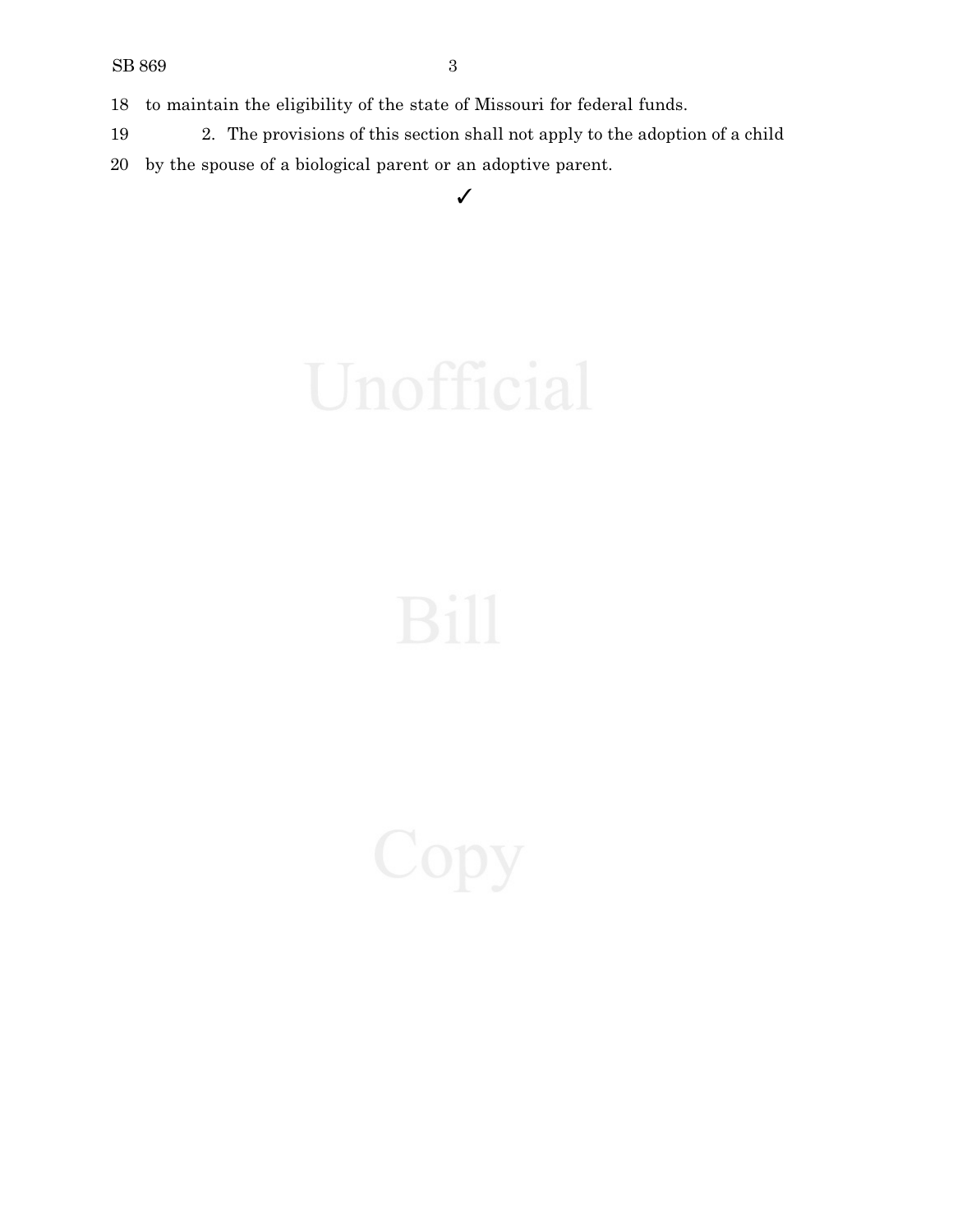to maintain the eligibility of the state of Missouri for federal funds.

2. The provisions of this section shall not apply to the adoption of a child by the spouse of a biological parent or an adoptive parent.

✓